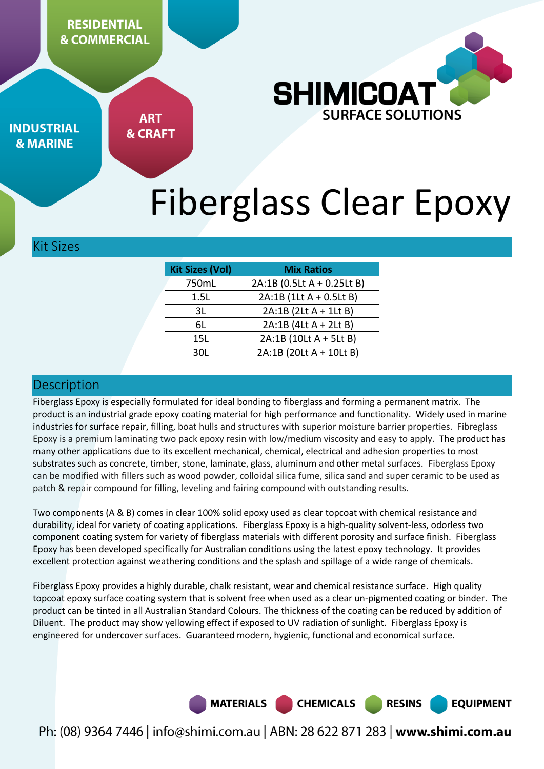RESIDENTIAL & COMMERCIAL

INDUSTRIAL & MARINE

ART & CRAFT

SHIMICOAT SURFACE SOLUTIONS

# Fiberglass Clear Epoxy

## Kit Sizes

| Kit Sizes (Vol) | Mix Ratios |
|---|---|
| 750mL | 2A:1B (0.5Lt A + 0.25Lt B) |
| 1.5L | 2A:1B (1Lt A + 0.5Lt B) |
| 3L | 2A:1B (2Lt A + 1Lt B) |
| 6L | 2A:1B (4Lt A + 2Lt B) |
| 15L | 2A:1B (10Lt A + 5Lt B) |
| 30L | 2A:1B (20Lt A + 10Lt B) |

## Description

Fiberglass Epoxy is especially formulated for ideal bonding to fiberglass and forming a permanent matrix. The product is an industrial grade epoxy coating material for high performance and functionality. Widely used in marine industries for surface repair, filling, boat hulls and structures with superior moisture barrier properties. Fibreglass Epoxy is a premium laminating two pack epoxy resin with low/medium viscosity and easy to apply. The product has many other applications due to its excellent mechanical, chemical, electrical and adhesion properties to most substrates such as concrete, timber, stone, laminate, glass, aluminum and other metal surfaces. Fiberglass Epoxy can be modified with fillers such as wood powder, colloidal silica fume, silica sand and super ceramic to be used as patch & repair compound for filling, leveling and fairing compound with outstanding results.

Two components (A & B) comes in clear 100% solid epoxy used as clear topcoat with chemical resistance and durability, ideal for variety of coating applications. Fiberglass Epoxy is a high-quality solvent-less, odorless two component coating system for variety of fiberglass materials with different porosity and surface finish. Fiberglass Epoxy has been developed specifically for Australian conditions using the latest epoxy technology. It provides excellent protection against weathering conditions and the splash and spillage of a wide range of chemicals.

Fiberglass Epoxy provides a highly durable, chalk resistant, wear and chemical resistance surface. High quality topcoat epoxy surface coating system that is solvent free when used as a clear un-pigmented coating or binder. The product can be tinted in all Australian Standard Colours. The thickness of the coating can be reduced by addition of Diluent. The product may show yellowing effect if exposed to UV radiation of sunlight. Fiberglass Epoxy is engineered for undercover surfaces. Guaranteed modern, hygienic, functional and economical surface.

MATERIALS CHEMICALS RESINS EQUIPMENT

Ph: (08) 9364 7446 | info@shimi.com.au | ABN: 28 622 871 283 | **www.shimi.com.au**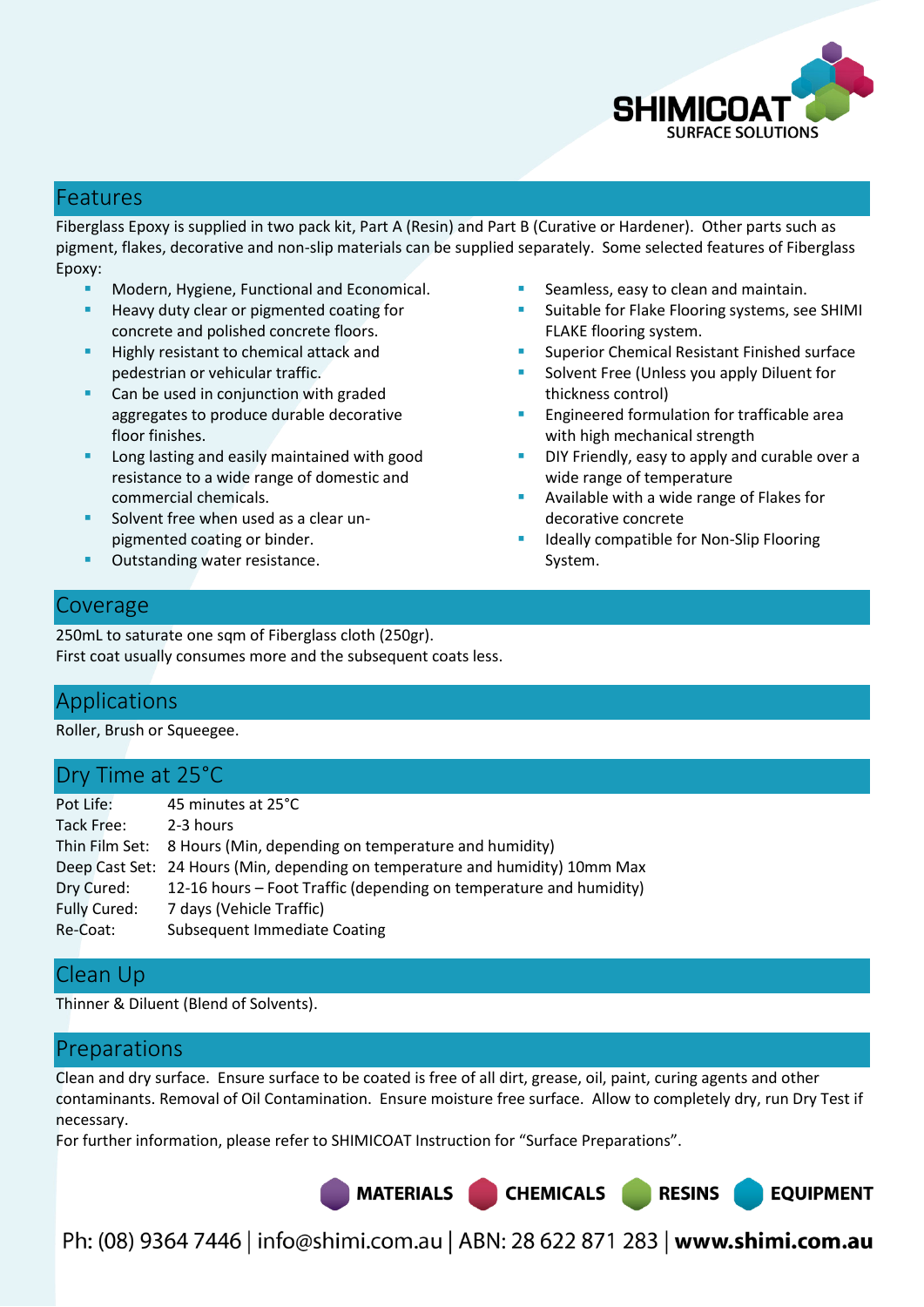## Features

Fiberglass Epoxy is supplied in two pack kit, Part A (Resin) and Part B (Curative or Hardener). Other parts such as pigment, flakes, decorative and non-slip materials can be supplied separately. Some selected features of Fiberglass Epoxy:

- Modern, Hygiene, Functional and Economical.
- Heavy duty clear or pigmented coating for concrete and polished concrete floors.
- Highly resistant to chemical attack and pedestrian or vehicular traffic.
- Can be used in conjunction with graded aggregates to produce durable decorative floor finishes.
- Long lasting and easily maintained with good resistance to a wide range of domestic and commercial chemicals.
- Solvent free when used as a clear un-pigmented coating or binder.
- Outstanding water resistance.
- Seamless, easy to clean and maintain.
- Suitable for Flake Flooring systems, see SHIMI FLAKE flooring system.
- Superior Chemical Resistant Finished surface
- Solvent Free (Unless you apply Diluent for thickness control)
- Engineered formulation for trafficable area with high mechanical strength
- DIY Friendly, easy to apply and curable over a wide range of temperature
- Available with a wide range of Flakes for decorative concrete
- Ideally compatible for Non-Slip Flooring System.

## Coverage

250mL to saturate one sqm of Fiberglass cloth (250gr).
First coat usually consumes more and the subsequent coats less.

## Applications

Roller, Brush or Squeegee.

## Dry Time at 25°C

| | |
|---|---|
| Pot Life: | 45 minutes at 25°C |
| Tack Free: | 2-3 hours |
| Thin Film Set: | 8 Hours (Min, depending on temperature and humidity) |
| Deep Cast Set: | 24 Hours (Min, depending on temperature and humidity) 10mm Max |
| Dry Cured: | 12-16 hours – Foot Traffic (depending on temperature and humidity) |
| Fully Cured: | 7 days (Vehicle Traffic) |
| Re-Coat: | Subsequent Immediate Coating |

## Clean Up

Thinner & Diluent (Blend of Solvents).

## Preparations

Clean and dry surface. Ensure surface to be coated is free of all dirt, grease, oil, paint, curing agents and other contaminants. Removal of Oil Contamination. Ensure moisture free surface. Allow to completely dry, run Dry Test if necessary.
For further information, please refer to SHIMICOAT Instruction for "Surface Preparations".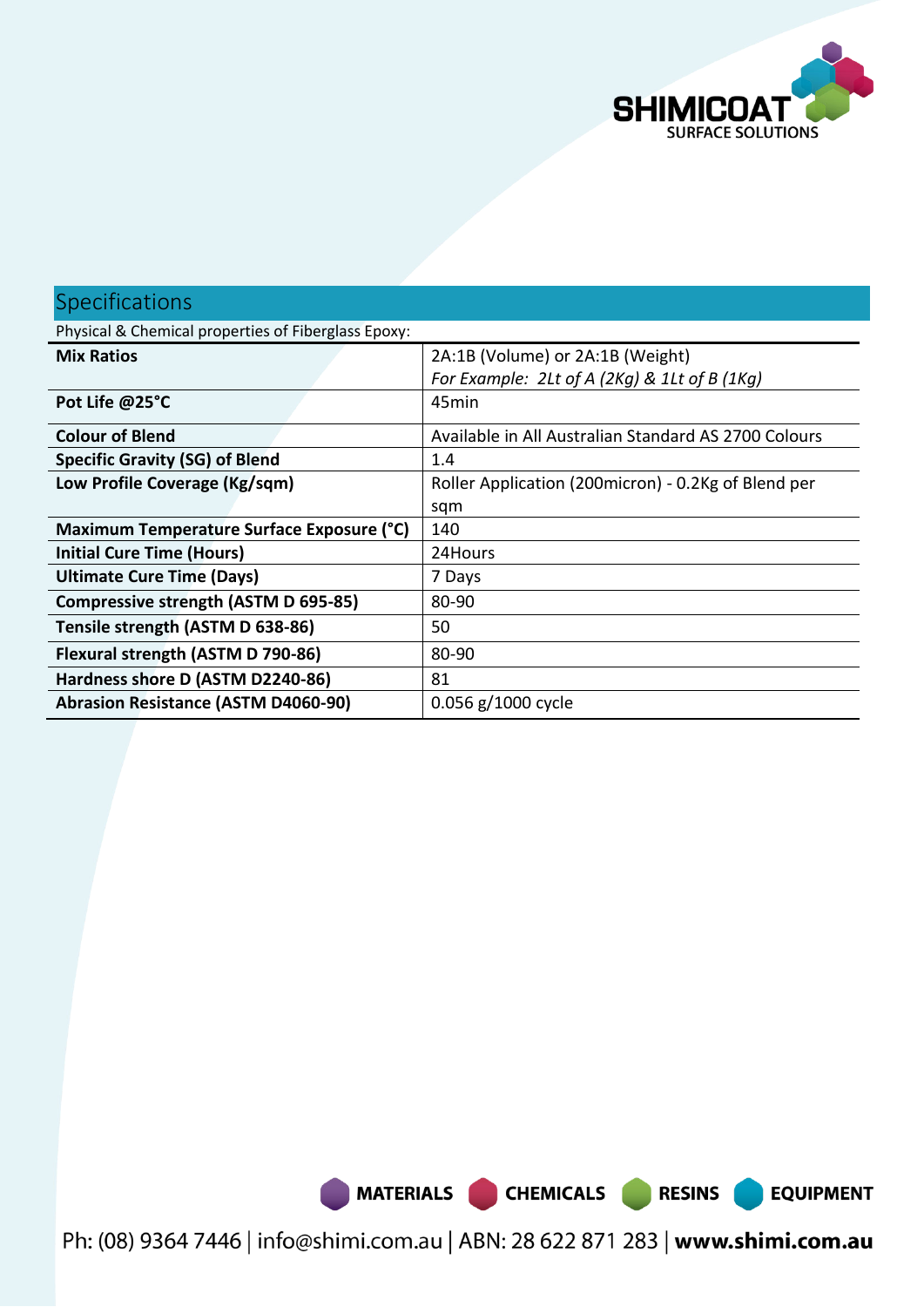## Specifications

Physical & Chemical properties of Fiberglass Epoxy:

| | |
|---|---|
| **Mix Ratios** | 2A:1B (Volume) or 2A:1B (Weight)<br>*For Example: 2Lt of A (2Kg) & 1Lt of B (1Kg)* |
| **Pot Life @25°C** | 45min |
| **Colour of Blend** | Available in All Australian Standard AS 2700 Colours |
| **Specific Gravity (SG) of Blend** | 1.4 |
| **Low Profile Coverage (Kg/sqm)** | Roller Application (200micron) - 0.2Kg of Blend per sqm |
| **Maximum Temperature Surface Exposure (°C)** | 140 |
| **Initial Cure Time (Hours)** | 24Hours |
| **Ultimate Cure Time (Days)** | 7 Days |
| **Compressive strength (ASTM D 695-85)** | 80-90 |
| **Tensile strength (ASTM D 638-86)** | 50 |
| **Flexural strength (ASTM D 790-86)** | 80-90 |
| **Hardness shore D (ASTM D2240-86)** | 81 |
| **Abrasion Resistance (ASTM D4060-90)** | 0.056 g/1000 cycle |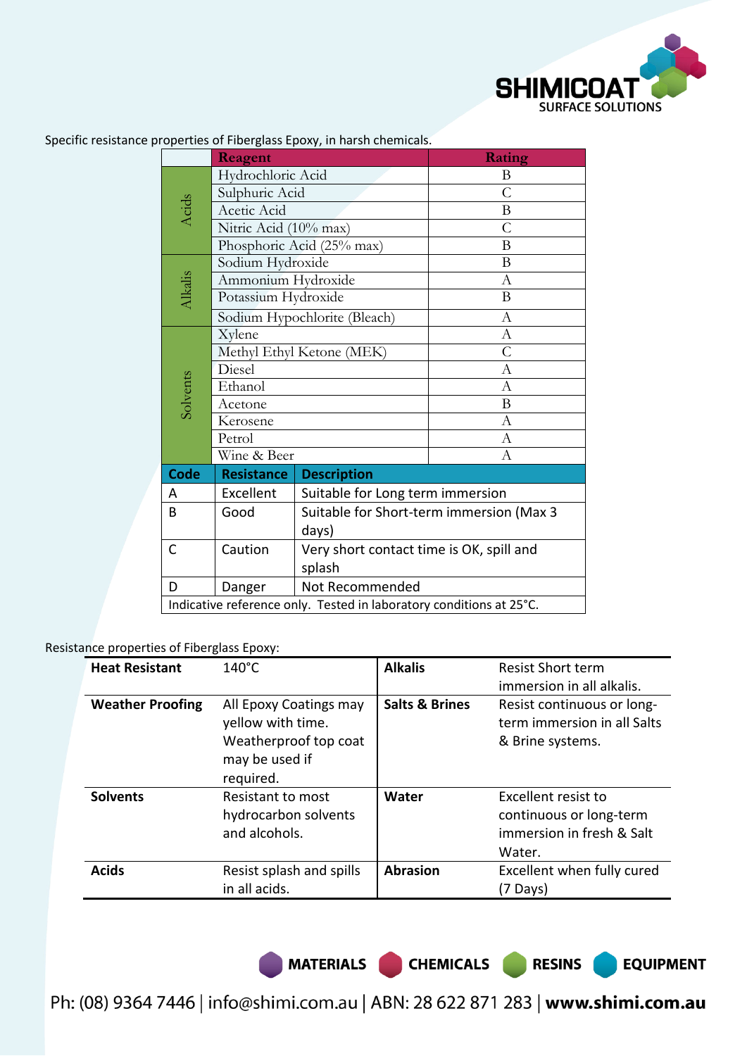Specific resistance properties of Fiberglass Epoxy, in harsh chemicals.

| | Reagent | Rating |
|---|---|---|
| Acids | Hydrochloric Acid | B |
| | Sulphuric Acid | C |
| | Acetic Acid | B |
| | Nitric Acid (10% max) | C |
| | Phosphoric Acid (25% max) | B |
| Alkalis | Sodium Hydroxide | B |
| | Ammonium Hydroxide | A |
| | Potassium Hydroxide | B |
| | Sodium Hypochlorite (Bleach) | A |
| Solvents | Xylene | A |
| | Methyl Ethyl Ketone (MEK) | C |
| | Diesel | A |
| | Ethanol | A |
| | Acetone | B |
| | Kerosene | A |
| | Petrol | A |
| | Wine & Beer | A |

| Code | Resistance | Description |
|---|---|---|
| A | Excellent | Suitable for Long term immersion |
| B | Good | Suitable for Short-term immersion (Max 3 days) |
| C | Caution | Very short contact time is OK, spill and splash |
| D | Danger | Not Recommended |
| Indicative reference only. Tested in laboratory conditions at 25°C. | | |

Resistance properties of Fiberglass Epoxy:

| | | | |
|---|---|---|---|
| **Heat Resistant** | 140°C | **Alkalis** | Resist Short term immersion in all alkalis. |
| **Weather Proofing** | All Epoxy Coatings may yellow with time. Weatherproof top coat may be used if required. | **Salts & Brines** | Resist continuous or long-term immersion in all Salts & Brine systems. |
| **Solvents** | Resistant to most hydrocarbon solvents and alcohols. | **Water** | Excellent resist to continuous or long-term immersion in fresh & Salt Water. |
| **Acids** | Resist splash and spills in all acids. | **Abrasion** | Excellent when fully cured (7 Days) |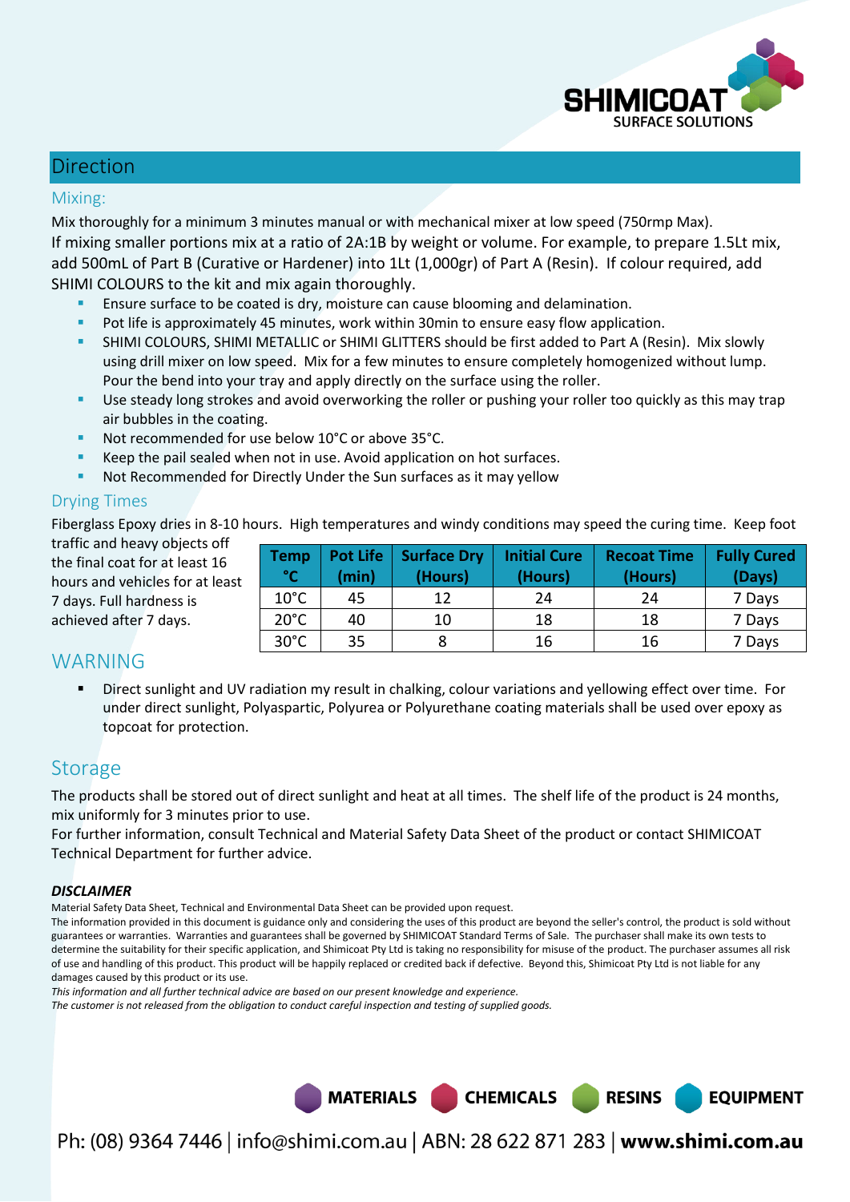## Direction

### Mixing:

Mix thoroughly for a minimum 3 minutes manual or with mechanical mixer at low speed (750rmp Max).
If mixing smaller portions mix at a ratio of 2A:1B by weight or volume. For example, to prepare 1.5Lt mix, add 500mL of Part B (Curative or Hardener) into 1Lt (1,000gr) of Part A (Resin). If colour required, add SHIMI COLOURS to the kit and mix again thoroughly.

- Ensure surface to be coated is dry, moisture can cause blooming and delamination.
- Pot life is approximately 45 minutes, work within 30min to ensure easy flow application.
- SHIMI COLOURS, SHIMI METALLIC or SHIMI GLITTERS should be first added to Part A (Resin). Mix slowly using drill mixer on low speed. Mix for a few minutes to ensure completely homogenized without lump. Pour the bend into your tray and apply directly on the surface using the roller.
- Use steady long strokes and avoid overworking the roller or pushing your roller too quickly as this may trap air bubbles in the coating.
- Not recommended for use below 10°C or above 35°C.
- Keep the pail sealed when not in use. Avoid application on hot surfaces.
- Not Recommended for Directly Under the Sun surfaces as it may yellow

### Drying Times

Fiberglass Epoxy dries in 8-10 hours. High temperatures and windy conditions may speed the curing time. Keep foot traffic and heavy objects off the final coat for at least 16 hours and vehicles for at least 7 days. Full hardness is achieved after 7 days.

| Temp °C | Pot Life (min) | Surface Dry (Hours) | Initial Cure (Hours) | Recoat Time (Hours) | Fully Cured (Days) |
|---|---|---|---|---|---|
| 10°C | 45 | 12 | 24 | 24 | 7 Days |
| 20°C | 40 | 10 | 18 | 18 | 7 Days |
| 30°C | 35 | 8 | 16 | 16 | 7 Days |

## WARNING

- Direct sunlight and UV radiation my result in chalking, colour variations and yellowing effect over time. For under direct sunlight, Polyaspartic, Polyurea or Polyurethane coating materials shall be used over epoxy as topcoat for protection.

## Storage

The products shall be stored out of direct sunlight and heat at all times. The shelf life of the product is 24 months, mix uniformly for 3 minutes prior to use.
For further information, consult Technical and Material Safety Data Sheet of the product or contact SHIMICOAT Technical Department for further advice.

***DISCLAIMER***

Material Safety Data Sheet, Technical and Environmental Data Sheet can be provided upon request.
The information provided in this document is guidance only and considering the uses of this product are beyond the seller's control, the product is sold without guarantees or warranties. Warranties and guarantees shall be governed by SHIMICOAT Standard Terms of Sale. The purchaser shall make its own tests to determine the suitability for their specific application, and Shimicoat Pty Ltd is taking no responsibility for misuse of the product. The purchaser assumes all risk of use and handling of this product. This product will be happily replaced or credited back if defective. Beyond this, Shimicoat Pty Ltd is not liable for any damages caused by this product or its use.
*This information and all further technical advice are based on our present knowledge and experience.*
*The customer is not released from the obligation to conduct careful inspection and testing of supplied goods.*